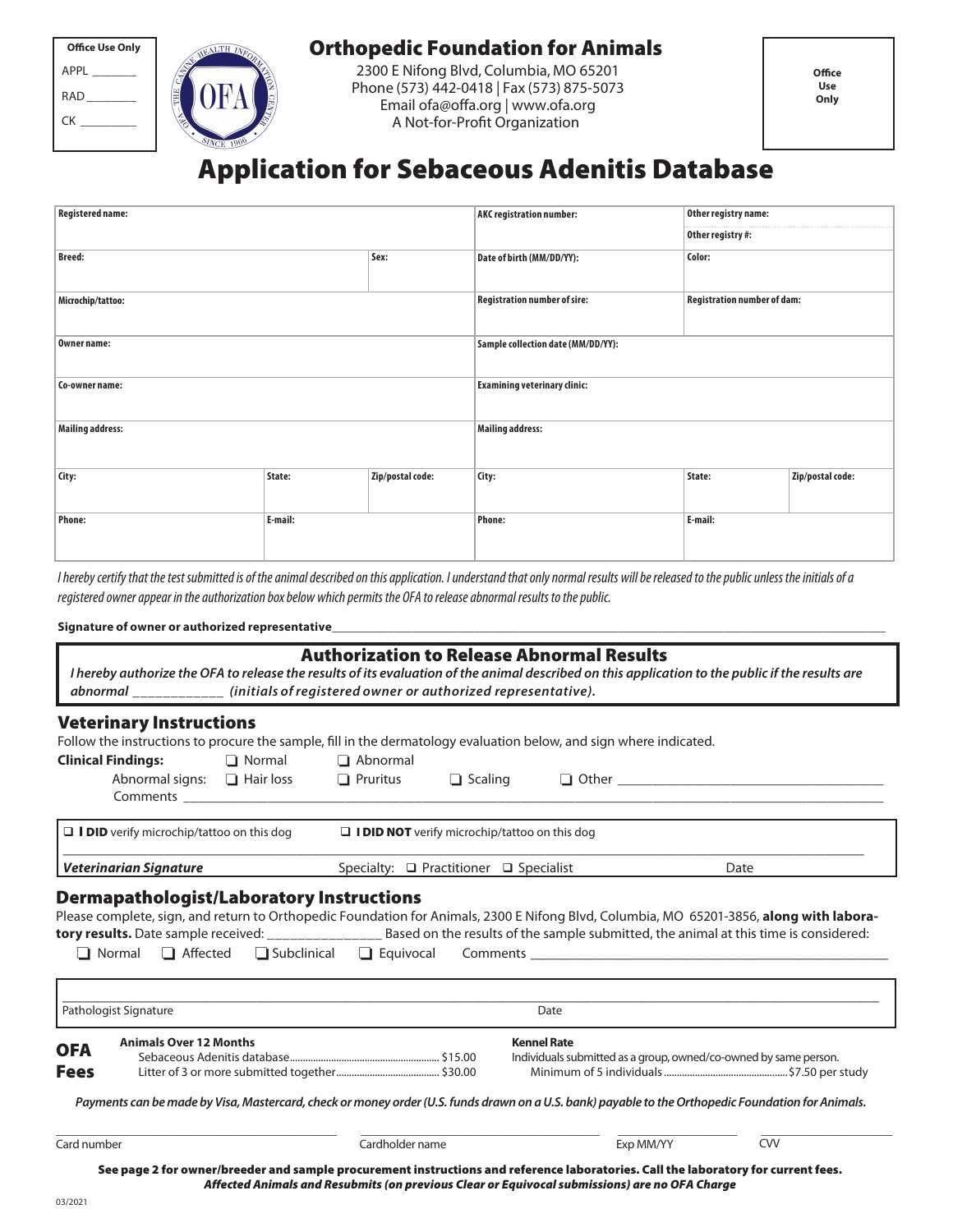| Office Use Only |
|---|
| APPL _______ |
| RAD _______ |
| CK _______ |

## Orthopedic Foundation for Animals

2300 E Nifong Blvd, Columbia, MO 65201
Phone (573) 442-0418 | Fax (573) 875-5073
Email ofa@offa.org | www.ofa.org
A Not-for-Profit Organization

**Office Use Only**

# Application for Sebaceous Adenitis Database

| Registered name: | | | AKC registration number: | Other registry name: / Other registry #: | |
|---|---|---|---|---|---|
| Breed: | | Sex: | Date of birth (MM/DD/YY): | Color: | |
| Microchip/tattoo: | | | Registration number of sire: | Registration number of dam: | |
| Owner name: | | | Sample collection date (MM/DD/YY): | | |
| Co-owner name: | | | Examining veterinary clinic: | | |
| Mailing address: | | | Mailing address: | | |
| City: | State: | Zip/postal code: | City: | State: | Zip/postal code: |
| Phone: | E-mail: | | Phone: | E-mail: | |

*I hereby certify that the test submitted is of the animal described on this application. I understand that only normal results will be released to the public unless the initials of a registered owner appear in the authorization box below which permits the OFA to release abnormal results to the public.*

**Signature of owner or authorized representative**_______________________________________________

### Authorization to Release Abnormal Results

***I hereby authorize the OFA to release the results of its evaluation of the animal described on this application to the public if the results are abnormal ____________ (initials of registered owner or authorized representative).***

## Veterinary Instructions

Follow the instructions to procure the sample, fill in the dermatology evaluation below, and sign where indicated.

**Clinical Findings:** ❑ Normal ❑ Abnormal

Abnormal signs: ❑ Hair loss ❑ Pruritus ❑ Scaling ❑ Other ______________________

Comments ____________________________________________

❑ **I DID** verify microchip/tattoo on this dog ❑ **I DID NOT** verify microchip/tattoo on this dog

_______________________________________________

***Veterinarian Signature*** Specialty: ❑ Practitioner ❑ Specialist Date

## Dermapathologist/Laboratory Instructions

Please complete, sign, and return to Orthopedic Foundation for Animals, 2300 E Nifong Blvd, Columbia, MO 65201-3856, **along with laboratory results.** Date sample received: _______________ Based on the results of the sample submitted, the animal at this time is considered:

❑ Normal ❑ Affected ❑ Subclinical ❑ Equivocal Comments ______________________

_______________________________________________

Pathologist Signature Date

**OFA Fees**

**Animals Over 12 Months**
Sebaceous Adenitis database........................................ $15.00
Litter of 3 or more submitted together........................ $30.00

**Kennel Rate**
Individuals submitted as a group, owned/co-owned by same person.
Minimum of 5 individuals ........................................$7.50 per study

***Payments can be made by Visa, Mastercard, check or money order (U.S. funds drawn on a U.S. bank) payable to the Orthopedic Foundation for Animals.***

Card number ______________ Cardholder name ______________ Exp MM/YY ________ CVV ________

**See page 2 for owner/breeder and sample procurement instructions and reference laboratories. Call the laboratory for current fees.**
***Affected Animals and Resubmits (on previous Clear or Equivocal submissions) are no OFA Charge***

03/2021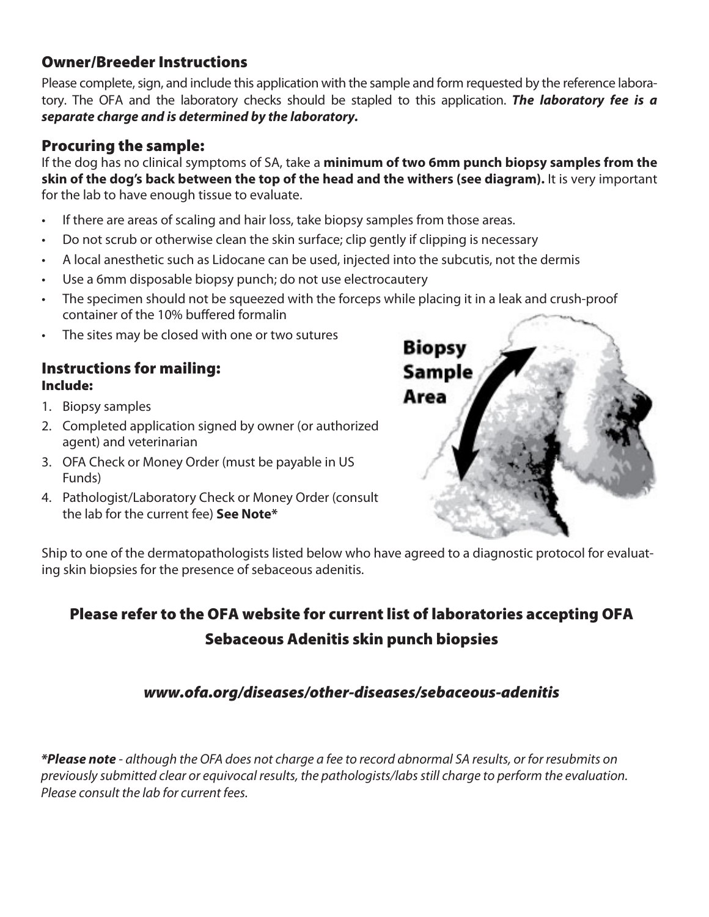## Owner/Breeder Instructions

Please complete, sign, and include this application with the sample and form requested by the reference laboratory. The OFA and the laboratory checks should be stapled to this application. ***The laboratory fee is a separate charge and is determined by the laboratory.***

## Procuring the sample:

If the dog has no clinical symptoms of SA, take a **minimum of two 6mm punch biopsy samples from the skin of the dog's back between the top of the head and the withers (see diagram).** It is very important for the lab to have enough tissue to evaluate.

- If there are areas of scaling and hair loss, take biopsy samples from those areas.
- Do not scrub or otherwise clean the skin surface; clip gently if clipping is necessary
- A local anesthetic such as Lidocane can be used, injected into the subcutis, not the dermis
- Use a 6mm disposable biopsy punch; do not use electrocautery
- The specimen should not be squeezed with the forceps while placing it in a leak and crush-proof container of the 10% buffered formalin
- The sites may be closed with one or two sutures

Biopsy Sample Area

## Instructions for mailing:

### Include:

1. Biopsy samples
2. Completed application signed by owner (or authorized agent) and veterinarian
3. OFA Check or Money Order (must be payable in US Funds)
4. Pathologist/Laboratory Check or Money Order (consult the lab for the current fee) **See Note***

Ship to one of the dermatopathologists listed below who have agreed to a diagnostic protocol for evaluating skin biopsies for the presence of sebaceous adenitis.

## Please refer to the OFA website for current list of laboratories accepting OFA Sebaceous Adenitis skin punch biopsies

***www.ofa.org/diseases/other-diseases/sebaceous-adenitis***

***Please note** - although the OFA does not charge a fee to record abnormal SA results, or for resubmits on previously submitted clear or equivocal results, the pathologists/labs still charge to perform the evaluation. Please consult the lab for current fees.*